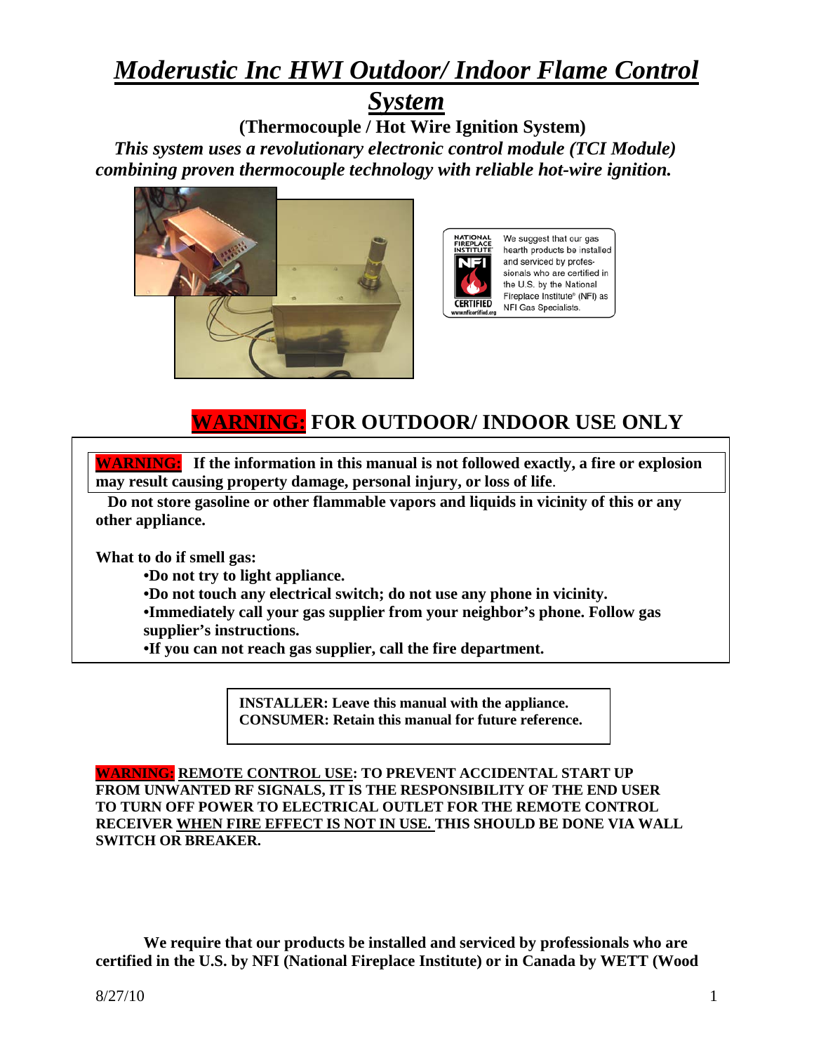# *Moderustic Inc HWI Outdoor/ Indoor Flame Control System*

**(Thermocouple / Hot Wire Ignition System)**

***This system uses a revolutionary electronic control module (TCI Module) combining proven thermocouple technology with reliable hot-wire ignition.***

We suggest that our gas hearth products be installed and serviced by professionals who are certified in the U.S. by the National Fireplace Institute® (NFI) as NFI Gas Specialists.

## WARNING: FOR OUTDOOR/ INDOOR USE ONLY

**WARNING: If the information in this manual is not followed exactly, a fire or explosion may result causing property damage, personal injury, or loss of life.**

**Do not store gasoline or other flammable vapors and liquids in vicinity of this or any other appliance.**

**What to do if smell gas:**

- **Do not try to light appliance.**
- **Do not touch any electrical switch; do not use any phone in vicinity.**
- **Immediately call your gas supplier from your neighbor's phone. Follow gas supplier's instructions.**
- **If you can not reach gas supplier, call the fire department.**

**INSTALLER: Leave this manual with the appliance.**
**CONSUMER: Retain this manual for future reference.**

**WARNING: REMOTE CONTROL USE: TO PREVENT ACCIDENTAL START UP FROM UNWANTED RF SIGNALS, IT IS THE RESPONSIBILITY OF THE END USER TO TURN OFF POWER TO ELECTRICAL OUTLET FOR THE REMOTE CONTROL RECEIVER WHEN FIRE EFFECT IS NOT IN USE. THIS SHOULD BE DONE VIA WALL SWITCH OR BREAKER.**

**We require that our products be installed and serviced by professionals who are certified in the U.S. by NFI (National Fireplace Institute) or in Canada by WETT (Wood**

8/27/10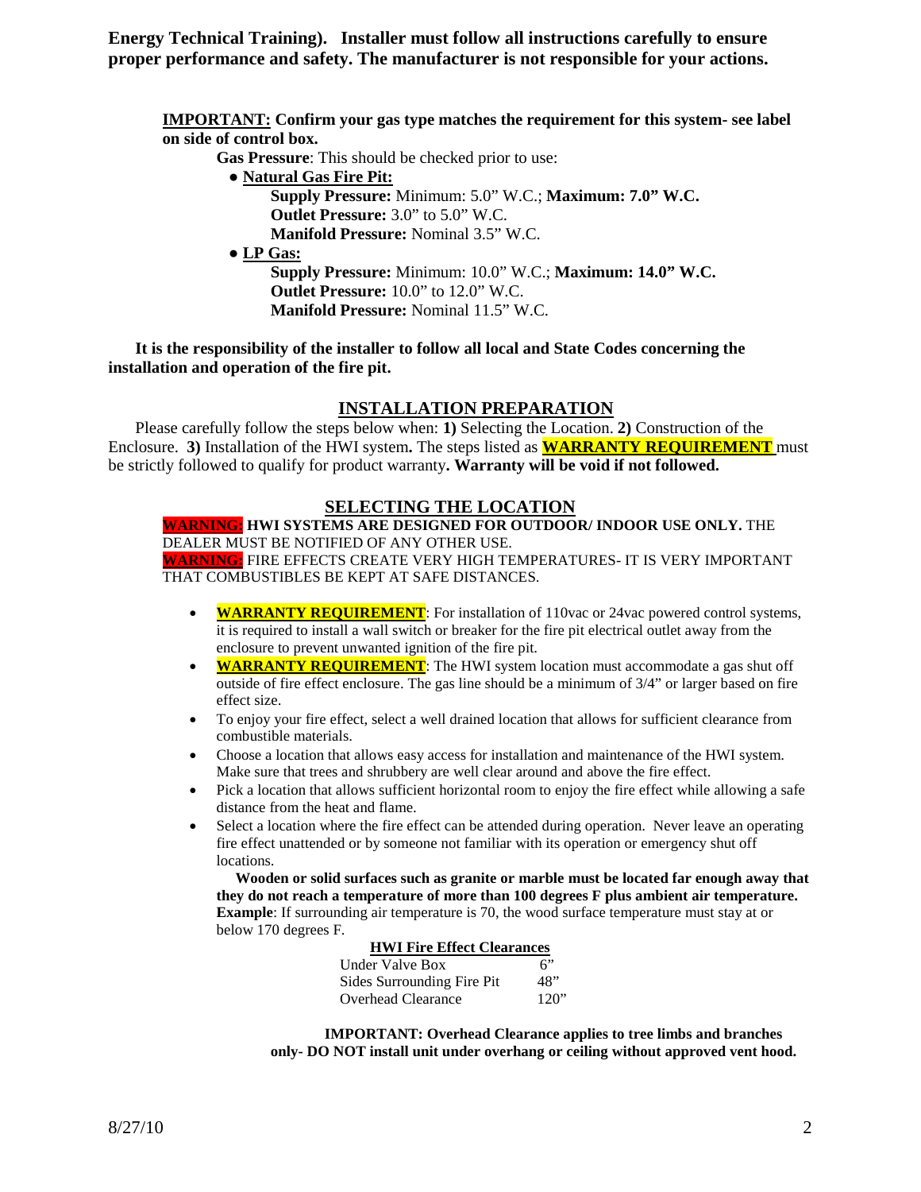**Energy Technical Training). Installer must follow all instructions carefully to ensure proper performance and safety. The manufacturer is not responsible for your actions.**

**IMPORTANT: Confirm your gas type matches the requirement for this system- see label on side of control box.**

**Gas Pressure**: This should be checked prior to use:

- **Natural Gas Fire Pit:**
  - **Supply Pressure:** Minimum: 5.0" W.C.; **Maximum: 7.0" W.C.**
  - **Outlet Pressure:** 3.0" to 5.0" W.C.
  - **Manifold Pressure:** Nominal 3.5" W.C.
- **LP Gas:**
  - **Supply Pressure:** Minimum: 10.0" W.C.; **Maximum: 14.0" W.C.**
  - **Outlet Pressure:** 10.0" to 12.0" W.C.
  - **Manifold Pressure:** Nominal 11.5" W.C.

**It is the responsibility of the installer to follow all local and State Codes concerning the installation and operation of the fire pit.**

## INSTALLATION PREPARATION

Please carefully follow the steps below when: **1)** Selecting the Location. **2)** Construction of the Enclosure. **3)** Installation of the HWI system**.** The steps listed as **WARRANTY REQUIREMENT** must be strictly followed to qualify for product warranty**. Warranty will be void if not followed.**

## SELECTING THE LOCATION

**WARNING: HWI SYSTEMS ARE DESIGNED FOR OUTDOOR/ INDOOR USE ONLY.** THE DEALER MUST BE NOTIFIED OF ANY OTHER USE.

**WARNING:** FIRE EFFECTS CREATE VERY HIGH TEMPERATURES- IT IS VERY IMPORTANT THAT COMBUSTIBLES BE KEPT AT SAFE DISTANCES.

- **WARRANTY REQUIREMENT**: For installation of 110vac or 24vac powered control systems, it is required to install a wall switch or breaker for the fire pit electrical outlet away from the enclosure to prevent unwanted ignition of the fire pit.
- **WARRANTY REQUIREMENT**: The HWI system location must accommodate a gas shut off outside of fire effect enclosure. The gas line should be a minimum of 3/4" or larger based on fire effect size.
- To enjoy your fire effect, select a well drained location that allows for sufficient clearance from combustible materials.
- Choose a location that allows easy access for installation and maintenance of the HWI system. Make sure that trees and shrubbery are well clear around and above the fire effect.
- Pick a location that allows sufficient horizontal room to enjoy the fire effect while allowing a safe distance from the heat and flame.
- Select a location where the fire effect can be attended during operation. Never leave an operating fire effect unattended or by someone not familiar with its operation or emergency shut off locations.

**Wooden or solid surfaces such as granite or marble must be located far enough away that they do not reach a temperature of more than 100 degrees F plus ambient air temperature. Example**: If surrounding air temperature is 70, the wood surface temperature must stay at or below 170 degrees F.

**HWI Fire Effect Clearances**

| | |
|---|---|
| Under Valve Box | 6" |
| Sides Surrounding Fire Pit | 48" |
| Overhead Clearance | 120" |

**IMPORTANT: Overhead Clearance applies to tree limbs and branches only- DO NOT install unit under overhang or ceiling without approved vent hood.**

8/27/10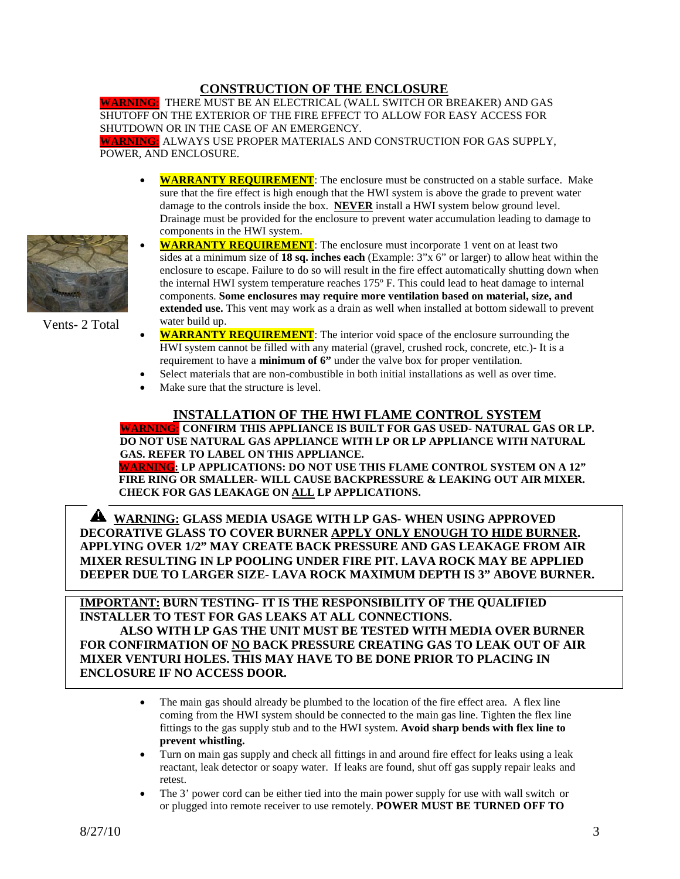## CONSTRUCTION OF THE ENCLOSURE

**WARNING:** THERE MUST BE AN ELECTRICAL (WALL SWITCH OR BREAKER) AND GAS SHUTOFF ON THE EXTERIOR OF THE FIRE EFFECT TO ALLOW FOR EASY ACCESS FOR SHUTDOWN OR IN THE CASE OF AN EMERGENCY.

**WARNING:** ALWAYS USE PROPER MATERIALS AND CONSTRUCTION FOR GAS SUPPLY, POWER, AND ENCLOSURE.

- **WARRANTY REQUIREMENT**: The enclosure must be constructed on a stable surface. Make sure that the fire effect is high enough that the HWI system is above the grade to prevent water damage to the controls inside the box. **NEVER** install a HWI system below ground level. Drainage must be provided for the enclosure to prevent water accumulation leading to damage to components in the HWI system.
- **WARRANTY REQUIREMENT**: The enclosure must incorporate 1 vent on at least two sides at a minimum size of **18 sq. inches each** (Example: 3"x 6" or larger) to allow heat within the enclosure to escape. Failure to do so will result in the fire effect automatically shutting down when the internal HWI system temperature reaches 175º F. This could lead to heat damage to internal components. **Some enclosures may require more ventilation based on material, size, and extended use.** This vent may work as a drain as well when installed at bottom sidewall to prevent water build up.
- **WARRANTY REQUIREMENT**: The interior void space of the enclosure surrounding the HWI system cannot be filled with any material (gravel, crushed rock, concrete, etc.)- It is a requirement to have a **minimum of 6"** under the valve box for proper ventilation.
- Select materials that are non-combustible in both initial installations as well as over time.
- Make sure that the structure is level.

Vents- 2 Total

## INSTALLATION OF THE HWI FLAME CONTROL SYSTEM

**WARNING: CONFIRM THIS APPLIANCE IS BUILT FOR GAS USED- NATURAL GAS OR LP. DO NOT USE NATURAL GAS APPLIANCE WITH LP OR LP APPLIANCE WITH NATURAL GAS. REFER TO LABEL ON THIS APPLIANCE.**

**WARNING: LP APPLICATIONS: DO NOT USE THIS FLAME CONTROL SYSTEM ON A 12" FIRE RING OR SMALLER- WILL CAUSE BACKPRESSURE & LEAKING OUT AIR MIXER. CHECK FOR GAS LEAKAGE ON ALL LP APPLICATIONS.**

> ⚠ **WARNING: GLASS MEDIA USAGE WITH LP GAS- WHEN USING APPROVED DECORATIVE GLASS TO COVER BURNER APPLY ONLY ENOUGH TO HIDE BURNER. APPLYING OVER 1/2" MAY CREATE BACK PRESSURE AND GAS LEAKAGE FROM AIR MIXER RESULTING IN LP POOLING UNDER FIRE PIT. LAVA ROCK MAY BE APPLIED DEEPER DUE TO LARGER SIZE- LAVA ROCK MAXIMUM DEPTH IS 3" ABOVE BURNER.**

> **IMPORTANT: BURN TESTING- IT IS THE RESPONSIBILITY OF THE QUALIFIED INSTALLER TO TEST FOR GAS LEAKS AT ALL CONNECTIONS.**
>
> **ALSO WITH LP GAS THE UNIT MUST BE TESTED WITH MEDIA OVER BURNER FOR CONFIRMATION OF NO BACK PRESSURE CREATING GAS TO LEAK OUT OF AIR MIXER VENTURI HOLES. THIS MAY HAVE TO BE DONE PRIOR TO PLACING IN ENCLOSURE IF NO ACCESS DOOR.**

- The main gas should already be plumbed to the location of the fire effect area. A flex line coming from the HWI system should be connected to the main gas line. Tighten the flex line fittings to the gas supply stub and to the HWI system. **Avoid sharp bends with flex line to prevent whistling.**
- Turn on main gas supply and check all fittings in and around fire effect for leaks using a leak reactant, leak detector or soapy water. If leaks are found, shut off gas supply repair leaks and retest.
- The 3' power cord can be either tied into the main power supply for use with wall switch or or plugged into remote receiver to use remotely. **POWER MUST BE TURNED OFF TO**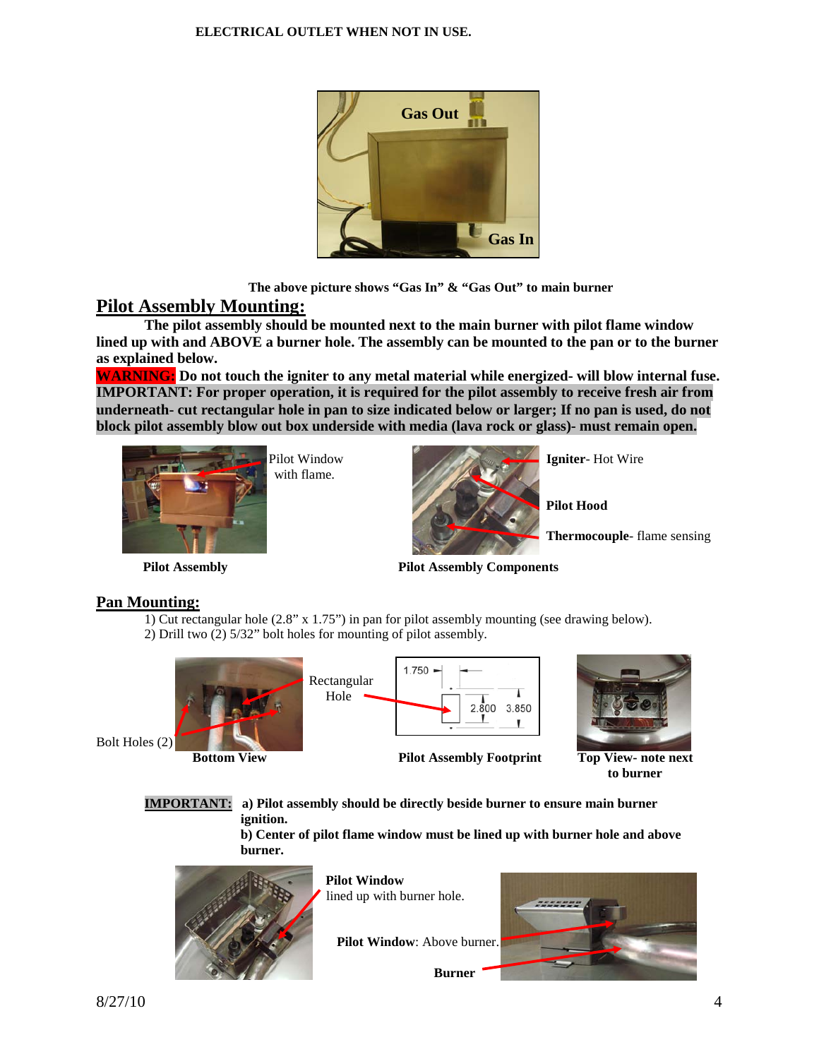**ELECTRICAL OUTLET WHEN NOT IN USE.**

Gas Out

Gas In

**The above picture shows "Gas In" & "Gas Out" to main burner**

## Pilot Assembly Mounting:

**The pilot assembly should be mounted next to the main burner with pilot flame window lined up with and ABOVE a burner hole. The assembly can be mounted to the pan or to the burner as explained below.**

**WARNING: Do not touch the igniter to any metal material while energized- will blow internal fuse.**
**IMPORTANT: For proper operation, it is required for the pilot assembly to receive fresh air from underneath- cut rectangular hole in pan to size indicated below or larger; If no pan is used, do not block pilot assembly blow out box underside with media (lava rock or glass)- must remain open.**

Pilot Window with flame.

**Pilot Assembly**

**Igniter**- Hot Wire

**Pilot Hood**

**Thermocouple**- flame sensing

**Pilot Assembly Components**

## Pan Mounting:

1) Cut rectangular hole (2.8" x 1.75") in pan for pilot assembly mounting (see drawing below).
2) Drill two (2) 5/32" bolt holes for mounting of pilot assembly.

Bolt Holes (2)

**Bottom View**

Rectangular Hole

1.750

2.800 3.850

**Pilot Assembly Footprint**

**Top View- note next to burner**

**IMPORTANT:** **a) Pilot assembly should be directly beside burner to ensure main burner ignition.**
**b) Center of pilot flame window must be lined up with burner hole and above burner.**

**Pilot Window** lined up with burner hole.

**Pilot Window**: Above burner.

**Burner**

8/27/10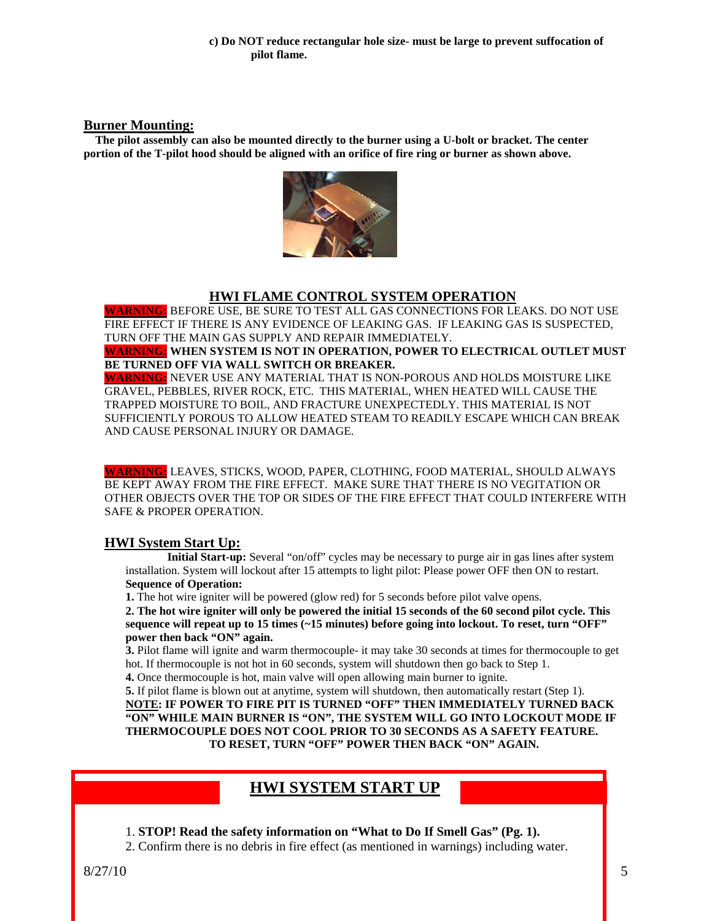c) **Do NOT reduce rectangular hole size- must be large to prevent suffocation of pilot flame.**

## Burner Mounting:

**The pilot assembly can also be mounted directly to the burner using a U-bolt or bracket. The center portion of the T-pilot hood should be aligned with an orifice of fire ring or burner as shown above.**

## HWI FLAME CONTROL SYSTEM OPERATION

**WARNING:** BEFORE USE, BE SURE TO TEST ALL GAS CONNECTIONS FOR LEAKS. DO NOT USE FIRE EFFECT IF THERE IS ANY EVIDENCE OF LEAKING GAS. IF LEAKING GAS IS SUSPECTED, TURN OFF THE MAIN GAS SUPPLY AND REPAIR IMMEDIATELY.

**WARNING: WHEN SYSTEM IS NOT IN OPERATION, POWER TO ELECTRICAL OUTLET MUST BE TURNED OFF VIA WALL SWITCH OR BREAKER.**

**WARNING:** NEVER USE ANY MATERIAL THAT IS NON-POROUS AND HOLDS MOISTURE LIKE GRAVEL, PEBBLES, RIVER ROCK, ETC. THIS MATERIAL, WHEN HEATED WILL CAUSE THE TRAPPED MOISTURE TO BOIL, AND FRACTURE UNEXPECTEDLY. THIS MATERIAL IS NOT SUFFICIENTLY POROUS TO ALLOW HEATED STEAM TO READILY ESCAPE WHICH CAN BREAK AND CAUSE PERSONAL INJURY OR DAMAGE.

**WARNING:** LEAVES, STICKS, WOOD, PAPER, CLOTHING, FOOD MATERIAL, SHOULD ALWAYS BE KEPT AWAY FROM THE FIRE EFFECT. MAKE SURE THAT THERE IS NO VIGITATION OR OTHER OBJECTS OVER THE TOP OR SIDES OF THE FIRE EFFECT THAT COULD INTERFERE WITH SAFE & PROPER OPERATION.

### HWI System Start Up:

**Initial Start-up:** Several "on/off" cycles may be necessary to purge air in gas lines after system installation. System will lockout after 15 attempts to light pilot: Please power OFF then ON to restart.

**Sequence of Operation:**

**1.** The hot wire igniter will be powered (glow red) for 5 seconds before pilot valve opens.

**2. The hot wire igniter will only be powered the initial 15 seconds of the 60 second pilot cycle. This sequence will repeat up to 15 times (~15 minutes) before going into lockout. To reset, turn "OFF" power then back "ON" again.**

**3.** Pilot flame will ignite and warm thermocouple- it may take 30 seconds at times for thermocouple to get hot. If thermocouple is not hot in 60 seconds, system will shutdown then go back to Step 1.

**4.** Once thermocouple is hot, main valve will open allowing main burner to ignite.

**5.** If pilot flame is blown out at anytime, system will shutdown, then automatically restart (Step 1).

**NOTE: IF POWER TO FIRE PIT IS TURNED "OFF" THEN IMMEDIATELY TURNED BACK "ON" WHILE MAIN BURNER IS "ON", THE SYSTEM WILL GO INTO LOCKOUT MODE IF THERMOCOUPLE DOES NOT COOL PRIOR TO 30 SECONDS AS A SAFETY FEATURE. TO RESET, TURN "OFF" POWER THEN BACK "ON" AGAIN.**

## HWI SYSTEM START UP

1. **STOP! Read the safety information on "What to Do If Smell Gas" (Pg. 1).**
2. Confirm there is no debris in fire effect (as mentioned in warnings) including water.

8/27/10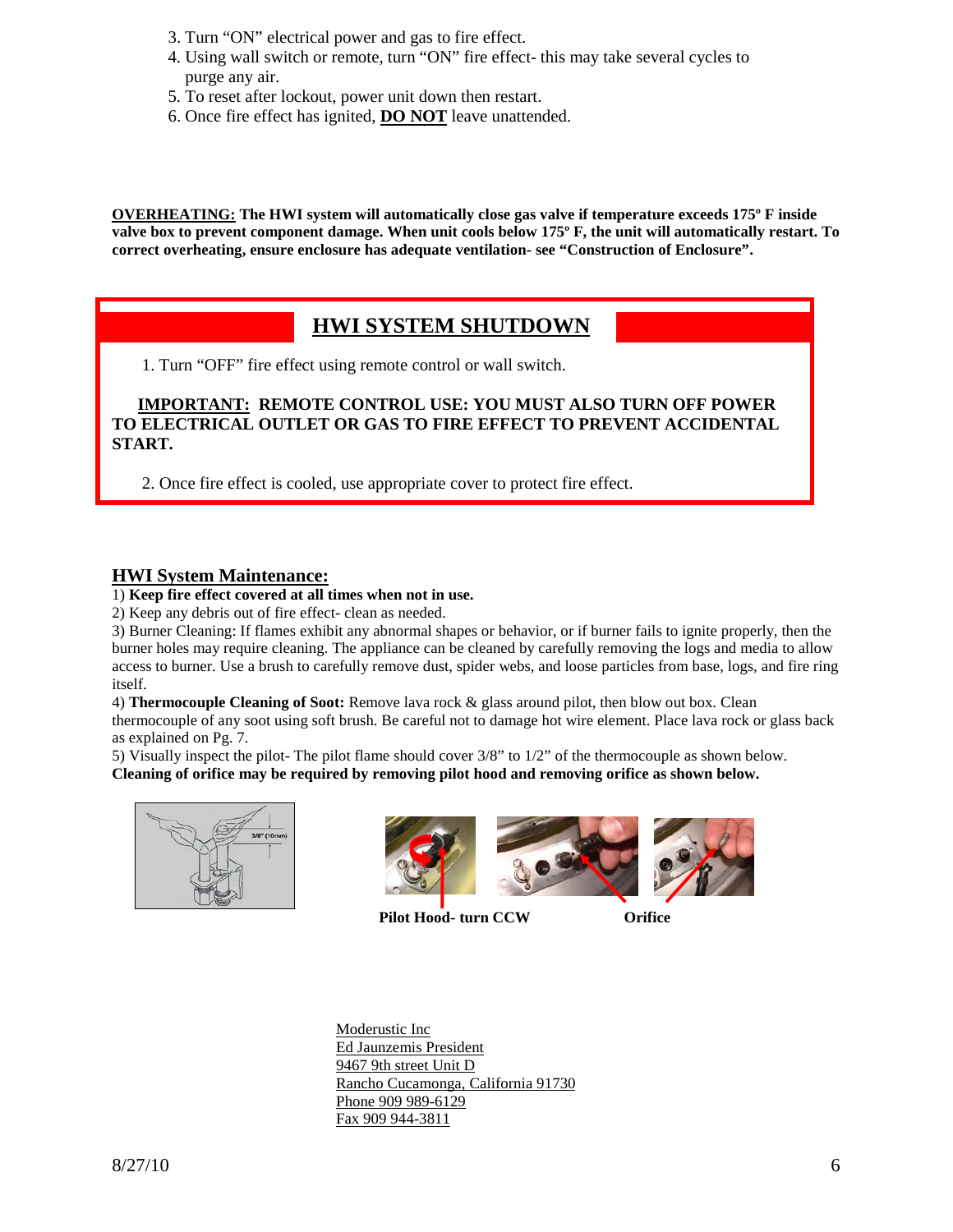3. Turn "ON" electrical power and gas to fire effect.
4. Using wall switch or remote, turn "ON" fire effect- this may take several cycles to purge any air.
5. To reset after lockout, power unit down then restart.
6. Once fire effect has ignited, **DO NOT** leave unattended.

**OVERHEATING: The HWI system will automatically close gas valve if temperature exceeds 175º F inside valve box to prevent component damage. When unit cools below 175º F, the unit will automatically restart. To correct overheating, ensure enclosure has adequate ventilation- see "Construction of Enclosure".**

## HWI SYSTEM SHUTDOWN

1. Turn "OFF" fire effect using remote control or wall switch.

**IMPORTANT: REMOTE CONTROL USE: YOU MUST ALSO TURN OFF POWER TO ELECTRICAL OUTLET OR GAS TO FIRE EFFECT TO PREVENT ACCIDENTAL START.**

2. Once fire effect is cooled, use appropriate cover to protect fire effect.

## HWI System Maintenance:

1) **Keep fire effect covered at all times when not in use.**
2) Keep any debris out of fire effect- clean as needed.
3) Burner Cleaning: If flames exhibit any abnormal shapes or behavior, or if burner fails to ignite properly, then the burner holes may require cleaning. The appliance can be cleaned by carefully removing the logs and media to allow access to burner. Use a brush to carefully remove dust, spider webs, and loose particles from base, logs, and fire ring itself.
4) **Thermocouple Cleaning of Soot:** Remove lava rock & glass around pilot, then blow out box. Clean thermocouple of any soot using soft brush. Be careful not to damage hot wire element. Place lava rock or glass back as explained on Pg. 7.
5) Visually inspect the pilot- The pilot flame should cover 3/8" to 1/2" of the thermocouple as shown below. **Cleaning of orifice may be required by removing pilot hood and removing orifice as shown below.**

3/8" (10mm)

**Pilot Hood- turn CCW** **Orifice**

Moderustic Inc
Ed Jaunzemis President
9467 9th street Unit D
Rancho Cucamonga, California 91730
Phone 909 989-6129
Fax 909 944-3811

8/27/10